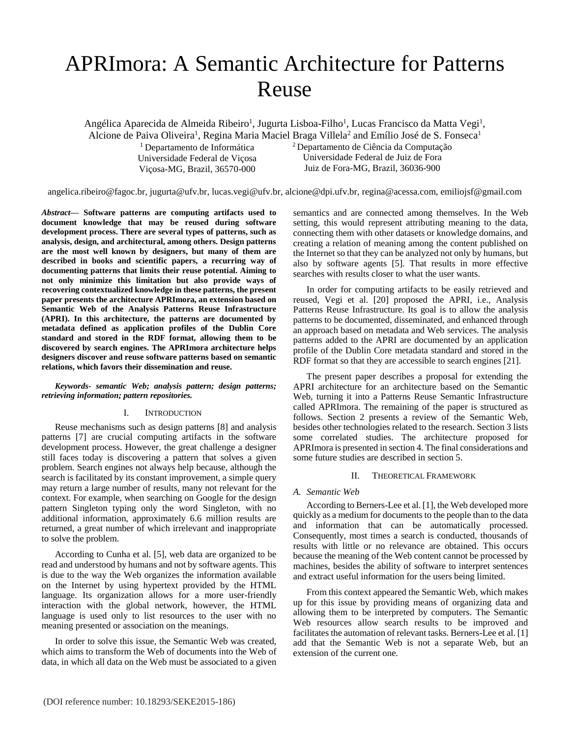# APRImora: A Semantic Architecture for Patterns Reuse

Angélica Aparecida de Almeida Ribeiro[1], Jugurta Lisboa-Filho[1], Lucas Francisco da Matta Vegi[1], Alcione de Paiva Oliveira[1], Regina Maria Maciel Braga Villela[2] and Emílio José de S. Fonseca[1]

[1] Departamento de Informática
Universidade Federal de Viçosa
Viçosa-MG, Brazil, 36570-000

[2] Departamento de Ciência da Computação
Universidade Federal de Juiz de Fora
Juiz de Fora-MG, Brazil, 36036-900

angelica.ribeiro@fagoc.br, jugurta@ufv.br, lucas.vegi@ufv.br, alcione@dpi.ufv.br, regina@acessa.com, emiliojsf@gmail.com

***Abstract*— Software patterns are computing artifacts used to document knowledge that may be reused during software development process. There are several types of patterns, such as analysis, design, and architectural, among others. Design patterns are the most well known by designers, but many of them are described in books and scientific papers, a recurring way of documenting patterns that limits their reuse potential. Aiming to not only minimize this limitation but also provide ways of recovering contextualized knowledge in these patterns, the present paper presents the architecture APRImora, an extension based on Semantic Web of the Analysis Patterns Reuse Infrastructure (APRI). In this architecture, the patterns are documented by metadata defined as application profiles of the Dublin Core standard and stored in the RDF format, allowing them to be discovered by search engines. The APRImora architecture helps designers discover and reuse software patterns based on semantic relations, which favors their dissemination and reuse.**

***Keywords- semantic Web; analysis pattern; design patterns; retrieving information; pattern repositories.***

## I. Introduction

Reuse mechanisms such as design patterns [8] and analysis patterns [7] are crucial computing artifacts in the software development process. However, the great challenge a designer still faces today is discovering a pattern that solves a given problem. Search engines not always help because, although the search is facilitated by its constant improvement, a simple query may return a large number of results, many not relevant for the context. For example, when searching on Google for the design pattern Singleton typing only the word Singleton, with no additional information, approximately 6.6 million results are returned, a great number of which irrelevant and inappropriate to solve the problem.

According to Cunha et al. [5], web data are organized to be read and understood by humans and not by software agents. This is due to the way the Web organizes the information available on the Internet by using hypertext provided by the HTML language. Its organization allows for a more user-friendly interaction with the global network, however, the HTML language is used only to list resources to the user with no meaning presented or association on the meanings.

In order to solve this issue, the Semantic Web was created, which aims to transform the Web of documents into the Web of data, in which all data on the Web must be associated to a given semantics and are connected among themselves. In the Web setting, this would represent attributing meaning to the data, connecting them with other datasets or knowledge domains, and creating a relation of meaning among the content published on the Internet so that they can be analyzed not only by humans, but also by software agents [5]. That results in more effective searches with results closer to what the user wants.

In order for computing artifacts to be easily retrieved and reused, Vegi et al. [20] proposed the APRI, i.e., Analysis Patterns Reuse Infrastructure. Its goal is to allow the analysis patterns to be documented, disseminated, and enhanced through an approach based on metadata and Web services. The analysis patterns added to the APRI are documented by an application profile of the Dublin Core metadata standard and stored in the RDF format so that they are accessible to search engines [21].

The present paper describes a proposal for extending the APRI architecture for an architecture based on the Semantic Web, turning it into a Patterns Reuse Semantic Infrastructure called APRImora. The remaining of the paper is structured as follows. Section 2 presents a review of the Semantic Web, besides other technologies related to the research. Section 3 lists some correlated studies. The architecture proposed for APRImora is presented in section 4. The final considerations and some future studies are described in section 5.

## II. Theoretical Framework

### *A. Semantic Web*

According to Berners-Lee et al. [1], the Web developed more quickly as a medium for documents to the people than to the data and information that can be automatically processed. Consequently, most times a search is conducted, thousands of results with little or no relevance are obtained. This occurs because the meaning of the Web content cannot be processed by machines, besides the ability of software to interpret sentences and extract useful information for the users being limited.

From this context appeared the Semantic Web, which makes up for this issue by providing means of organizing data and allowing them to be interpreted by computers. The Semantic Web resources allow search results to be improved and facilitates the automation of relevant tasks. Berners-Lee et al. [1] add that the Semantic Web is not a separate Web, but an extension of the current one.

(DOI reference number: 10.18293/SEKE2015-186)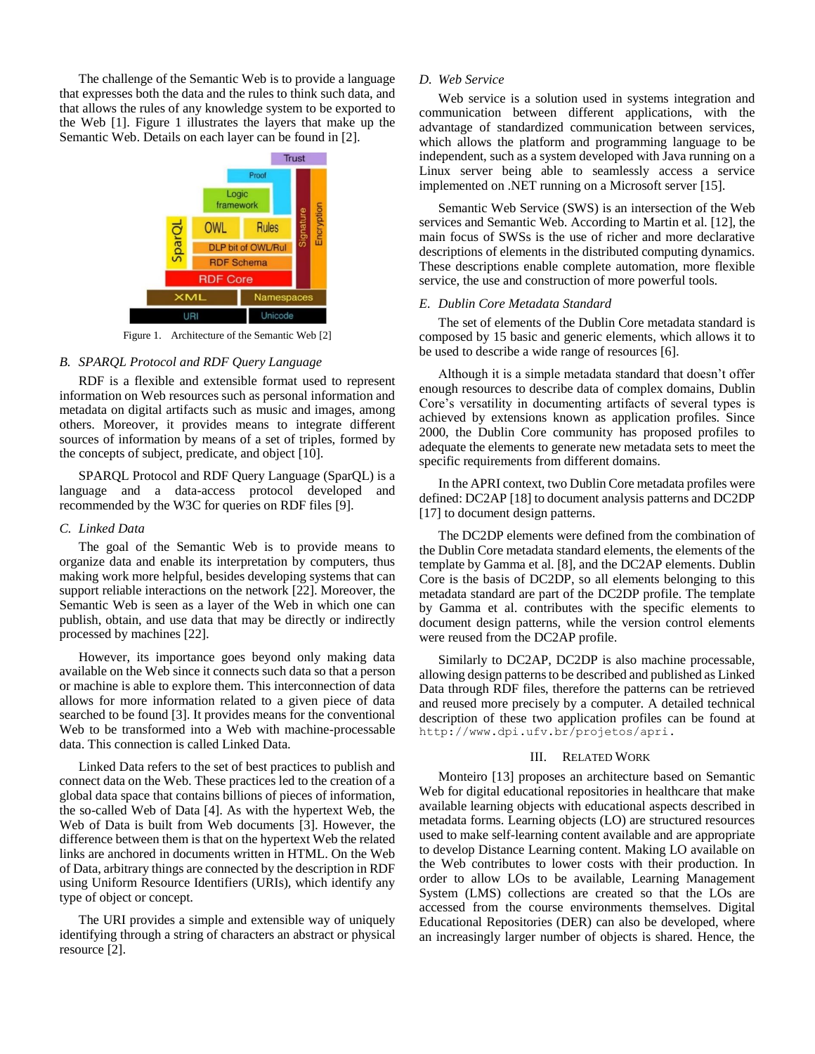The challenge of the Semantic Web is to provide a language that expresses both the data and the rules to think such data, and that allows the rules of any knowledge system to be exported to the Web [1]. Figure 1 illustrates the layers that make up the Semantic Web. Details on each layer can be found in [2].

Figure 1. Architecture of the Semantic Web [2]

### B. SPARQL Protocol and RDF Query Language

RDF is a flexible and extensible format used to represent information on Web resources such as personal information and metadata on digital artifacts such as music and images, among others. Moreover, it provides means to integrate different sources of information by means of a set of triples, formed by the concepts of subject, predicate, and object [10].

SPARQL Protocol and RDF Query Language (SparQL) is a language and a data-access protocol developed and recommended by the W3C for queries on RDF files [9].

### C. Linked Data

The goal of the Semantic Web is to provide means to organize data and enable its interpretation by computers, thus making work more helpful, besides developing systems that can support reliable interactions on the network [22]. Moreover, the Semantic Web is seen as a layer of the Web in which one can publish, obtain, and use data that may be directly or indirectly processed by machines [22].

However, its importance goes beyond only making data available on the Web since it connects such data so that a person or machine is able to explore them. This interconnection of data allows for more information related to a given piece of data searched to be found [3]. It provides means for the conventional Web to be transformed into a Web with machine-processable data. This connection is called Linked Data.

Linked Data refers to the set of best practices to publish and connect data on the Web. These practices led to the creation of a global data space that contains billions of pieces of information, the so-called Web of Data [4]. As with the hypertext Web, the Web of Data is built from Web documents [3]. However, the difference between them is that on the hypertext Web the related links are anchored in documents written in HTML. On the Web of Data, arbitrary things are connected by the description in RDF using Uniform Resource Identifiers (URIs), which identify any type of object or concept.

The URI provides a simple and extensible way of uniquely identifying through a string of characters an abstract or physical resource [2].

### D. Web Service

Web service is a solution used in systems integration and communication between different applications, with the advantage of standardized communication between services, which allows the platform and programming language to be independent, such as a system developed with Java running on a Linux server being able to seamlessly access a service implemented on .NET running on a Microsoft server [15].

Semantic Web Service (SWS) is an intersection of the Web services and Semantic Web. According to Martin et al. [12], the main focus of SWSs is the use of richer and more declarative descriptions of elements in the distributed computing dynamics. These descriptions enable complete automation, more flexible service, the use and construction of more powerful tools.

### E. Dublin Core Metadata Standard

The set of elements of the Dublin Core metadata standard is composed by 15 basic and generic elements, which allows it to be used to describe a wide range of resources [6].

Although it is a simple metadata standard that doesn't offer enough resources to describe data of complex domains, Dublin Core's versatility in documenting artifacts of several types is achieved by extensions known as application profiles. Since 2000, the Dublin Core community has proposed profiles to adequate the elements to generate new metadata sets to meet the specific requirements from different domains.

In the APRI context, two Dublin Core metadata profiles were defined: DC2AP [18] to document analysis patterns and DC2DP [17] to document design patterns.

The DC2DP elements were defined from the combination of the Dublin Core metadata standard elements, the elements of the template by Gamma et al. [8], and the DC2AP elements. Dublin Core is the basis of DC2DP, so all elements belonging to this metadata standard are part of the DC2DP profile. The template by Gamma et al. contributes with the specific elements to document design patterns, while the version control elements were reused from the DC2AP profile.

Similarly to DC2AP, DC2DP is also machine processable, allowing design patterns to be described and published as Linked Data through RDF files, therefore the patterns can be retrieved and reused more precisely by a computer. A detailed technical description of these two application profiles can be found at `http://www.dpi.ufv.br/projetos/apri`.

## III. Related Work

Monteiro [13] proposes an architecture based on Semantic Web for digital educational repositories in healthcare that make available learning objects with educational aspects described in metadata forms. Learning objects (LO) are structured resources used to make self-learning content available and are appropriate to develop Distance Learning content. Making LO available on the Web contributes to lower costs with their production. In order to allow LOs to be available, Learning Management System (LMS) collections are created so that the LOs are accessed from the course environments themselves. Digital Educational Repositories (DER) can also be developed, where an increasingly larger number of objects is shared. Hence, the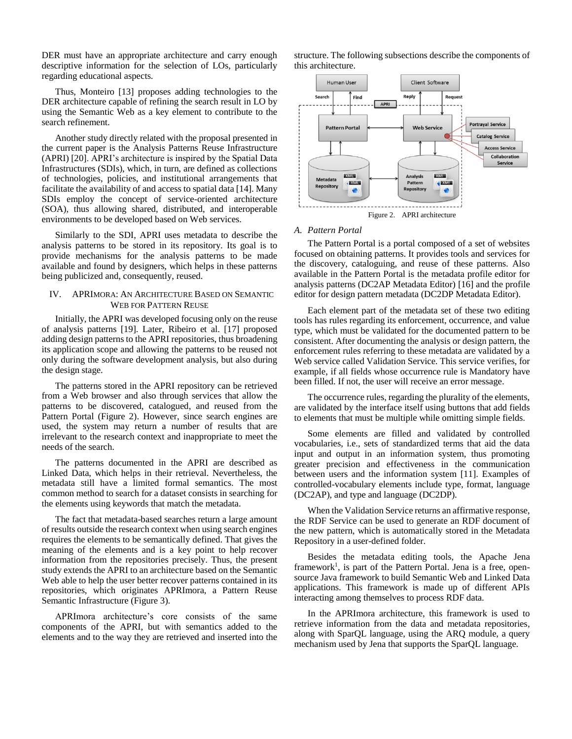DER must have an appropriate architecture and carry enough descriptive information for the selection of LOs, particularly regarding educational aspects.

Thus, Monteiro [13] proposes adding technologies to the DER architecture capable of refining the search result in LO by using the Semantic Web as a key element to contribute to the search refinement.

Another study directly related with the proposal presented in the current paper is the Analysis Patterns Reuse Infrastructure (APRI) [20]. APRI's architecture is inspired by the Spatial Data Infrastructures (SDIs), which, in turn, are defined as collections of technologies, policies, and institutional arrangements that facilitate the availability of and access to spatial data [14]. Many SDIs employ the concept of service-oriented architecture (SOA), thus allowing shared, distributed, and interoperable environments to be developed based on Web services.

Similarly to the SDI, APRI uses metadata to describe the analysis patterns to be stored in its repository. Its goal is to provide mechanisms for the analysis patterns to be made available and found by designers, which helps in these patterns being publicized and, consequently, reused.

## IV. APRIMORA: AN ARCHITECTURE BASED ON SEMANTIC WEB FOR PATTERN REUSE

Initially, the APRI was developed focusing only on the reuse of analysis patterns [19]. Later, Ribeiro et al. [17] proposed adding design patterns to the APRI repositories, thus broadening its application scope and allowing the patterns to be reused not only during the software development analysis, but also during the design stage.

The patterns stored in the APRI repository can be retrieved from a Web browser and also through services that allow the patterns to be discovered, catalogued, and reused from the Pattern Portal (Figure 2). However, since search engines are used, the system may return a number of results that are irrelevant to the research context and inappropriate to meet the needs of the search.

The patterns documented in the APRI are described as Linked Data, which helps in their retrieval. Nevertheless, the metadata still have a limited formal semantics. The most common method to search for a dataset consists in searching for the elements using keywords that match the metadata.

The fact that metadata-based searches return a large amount of results outside the research context when using search engines requires the elements to be semantically defined. That gives the meaning of the elements and is a key point to help recover information from the repositories precisely. Thus, the present study extends the APRI to an architecture based on the Semantic Web able to help the user better recover patterns contained in its repositories, which originates APRImora, a Pattern Reuse Semantic Infrastructure (Figure 3).

APRImora architecture's core consists of the same components of the APRI, but with semantics added to the elements and to the way they are retrieved and inserted into the structure. The following subsections describe the components of this architecture.

Figure 2. APRI architecture

### A. Pattern Portal

The Pattern Portal is a portal composed of a set of websites focused on obtaining patterns. It provides tools and services for the discovery, cataloguing, and reuse of these patterns. Also available in the Pattern Portal is the metadata profile editor for analysis patterns (DC2AP Metadata Editor) [16] and the profile editor for design pattern metadata (DC2DP Metadata Editor).

Each element part of the metadata set of these two editing tools has rules regarding its enforcement, occurrence, and value type, which must be validated for the documented pattern to be consistent. After documenting the analysis or design pattern, the enforcement rules referring to these metadata are validated by a Web service called Validation Service. This service verifies, for example, if all fields whose occurrence rule is Mandatory have been filled. If not, the user will receive an error message.

The occurrence rules, regarding the plurality of the elements, are validated by the interface itself using buttons that add fields to elements that must be multiple while omitting simple fields.

Some elements are filled and validated by controlled vocabularies, i.e., sets of standardized terms that aid the data input and output in an information system, thus promoting greater precision and effectiveness in the communication between users and the information system [11]. Examples of controlled-vocabulary elements include type, format, language (DC2AP), and type and language (DC2DP).

When the Validation Service returns an affirmative response, the RDF Service can be used to generate an RDF document of the new pattern, which is automatically stored in the Metadata Repository in a user-defined folder.

Besides the metadata editing tools, the Apache Jena framework[1], is part of the Pattern Portal. Jena is a free, open-source Java framework to build Semantic Web and Linked Data applications. This framework is made up of different APIs interacting among themselves to process RDF data.

In the APRImora architecture, this framework is used to retrieve information from the data and metadata repositories, along with SparQL language, using the ARQ module, a query mechanism used by Jena that supports the SparQL language.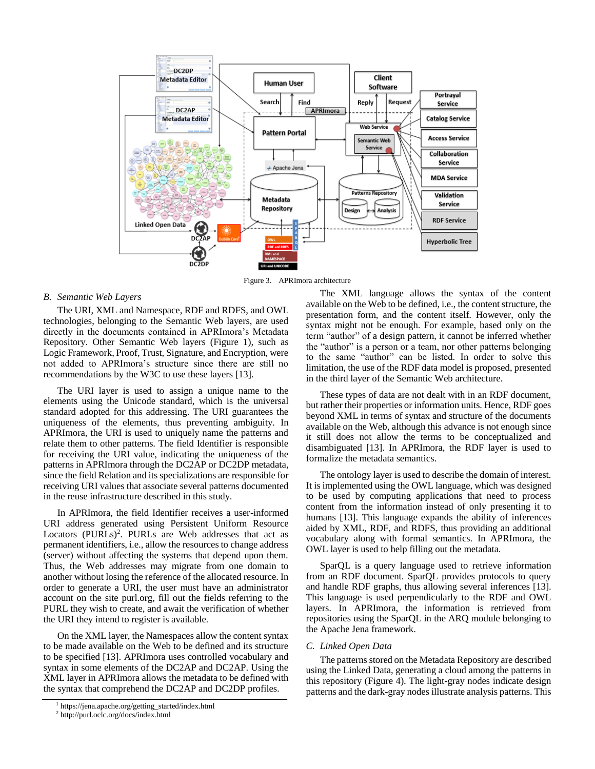Figure 3. APRImora architecture

### B. Semantic Web Layers

The URI, XML and Namespace, RDF and RDFS, and OWL technologies, belonging to the Semantic Web layers, are used directly in the documents contained in APRImora's Metadata Repository. Other Semantic Web layers (Figure 1), such as Logic Framework, Proof, Trust, Signature, and Encryption, were not added to APRImora's structure since there are still no recommendations by the W3C to use these layers [13].

The URI layer is used to assign a unique name to the elements using the Unicode standard, which is the universal standard adopted for this addressing. The URI guarantees the uniqueness of the elements, thus preventing ambiguity. In APRImora, the URI is used to uniquely name the patterns and relate them to other patterns. The field Identifier is responsible for receiving the URI value, indicating the uniqueness of the patterns in APRImora through the DC2AP or DC2DP metadata, since the field Relation and its specializations are responsible for receiving URI values that associate several patterns documented in the reuse infrastructure described in this study.

In APRImora, the field Identifier receives a user-informed URI address generated using Persistent Uniform Resource Locators (PURLs)[2]. PURLs are Web addresses that act as permanent identifiers, i.e., allow the resources to change address (server) without affecting the systems that depend upon them. Thus, the Web addresses may migrate from one domain to another without losing the reference of the allocated resource. In order to generate a URI, the user must have an administrator account on the site purl.org, fill out the fields referring to the PURL they wish to create, and await the verification of whether the URI they intend to register is available.

On the XML layer, the Namespaces allow the content syntax to be made available on the Web to be defined and its structure to be specified [13]. APRImora uses controlled vocabulary and syntax in some elements of the DC2AP and DC2AP. Using the XML layer in APRImora allows the metadata to be defined with the syntax that comprehend the DC2AP and DC2DP profiles.

The XML language allows the syntax of the content available on the Web to be defined, i.e., the content structure, the presentation form, and the content itself. However, only the syntax might not be enough. For example, based only on the term "author" of a design pattern, it cannot be inferred whether the "author" is a person or a team, nor other patterns belonging to the same "author" can be listed. In order to solve this limitation, the use of the RDF data model is proposed, presented in the third layer of the Semantic Web architecture.

These types of data are not dealt with in an RDF document, but rather their properties or information units. Hence, RDF goes beyond XML in terms of syntax and structure of the documents available on the Web, although this advance is not enough since it still does not allow the terms to be conceptualized and disambiguated [13]. In APRImora, the RDF layer is used to formalize the metadata semantics.

The ontology layer is used to describe the domain of interest. It is implemented using the OWL language, which was designed to be used by computing applications that need to process content from the information instead of only presenting it to humans [13]. This language expands the ability of inferences aided by XML, RDF, and RDFS, thus providing an additional vocabulary along with formal semantics. In APRImora, the OWL layer is used to help filling out the metadata.

SparQL is a query language used to retrieve information from an RDF document. SparQL provides protocols to query and handle RDF graphs, thus allowing several inferences [13]. This language is used perpendicularly to the RDF and OWL layers. In APRImora, the information is retrieved from repositories using the SparQL in the ARQ module belonging to the Apache Jena framework.

### C. Linked Open Data

The patterns stored on the Metadata Repository are described using the Linked Data, generating a cloud among the patterns in this repository (Figure 4). The light-gray nodes indicate design patterns and the dark-gray nodes illustrate analysis patterns. This

[1] https://jena.apache.org/getting_started/index.html
[2] http://purl.oclc.org/docs/index.html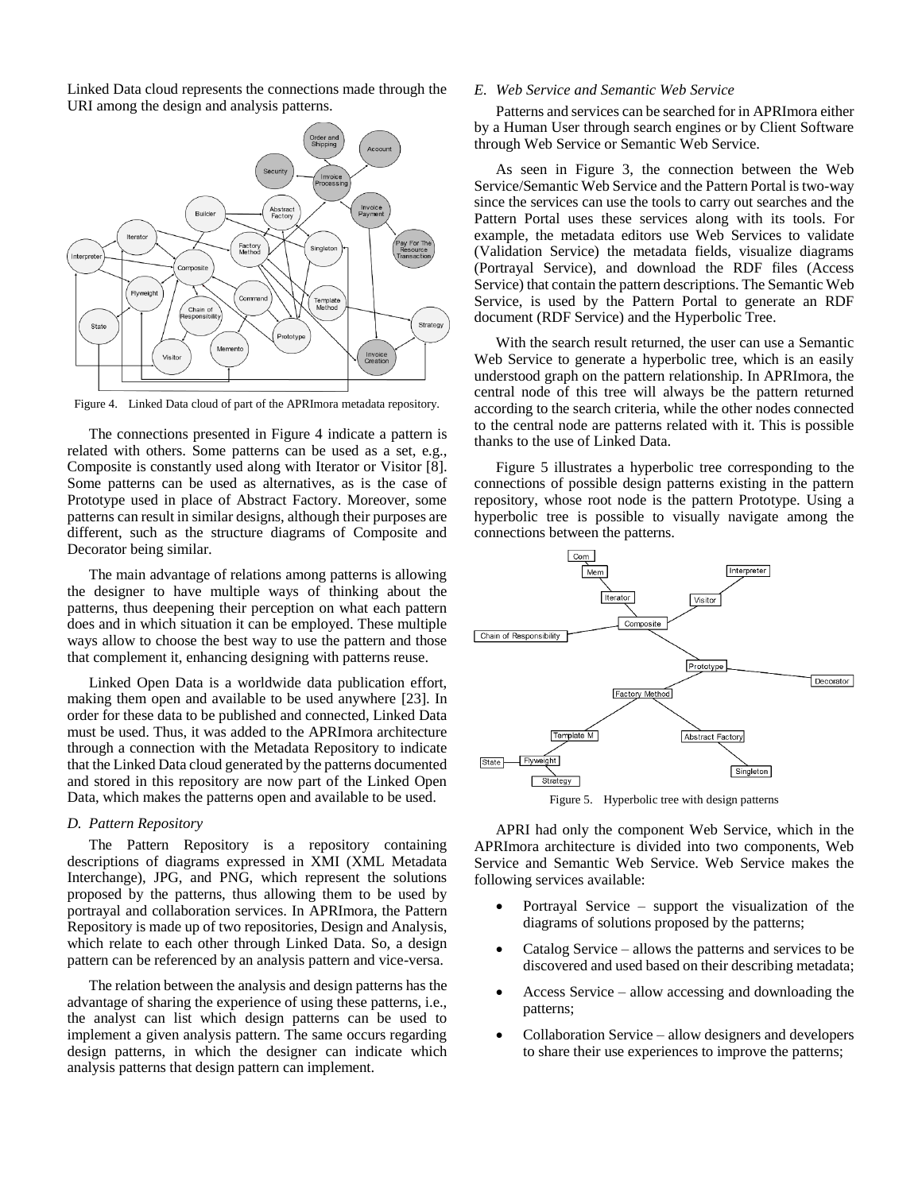Linked Data cloud represents the connections made through the URI among the design and analysis patterns.

Figure 4. Linked Data cloud of part of the APRImora metadata repository.

The connections presented in Figure 4 indicate a pattern is related with others. Some patterns can be used as a set, e.g., Composite is constantly used along with Iterator or Visitor [8]. Some patterns can be used as alternatives, as is the case of Prototype used in place of Abstract Factory. Moreover, some patterns can result in similar designs, although their purposes are different, such as the structure diagrams of Composite and Decorator being similar.

The main advantage of relations among patterns is allowing the designer to have multiple ways of thinking about the patterns, thus deepening their perception on what each pattern does and in which situation it can be employed. These multiple ways allow to choose the best way to use the pattern and those that complement it, enhancing designing with patterns reuse.

Linked Open Data is a worldwide data publication effort, making them open and available to be used anywhere [23]. In order for these data to be published and connected, Linked Data must be used. Thus, it was added to the APRImora architecture through a connection with the Metadata Repository to indicate that the Linked Data cloud generated by the patterns documented and stored in this repository are now part of the Linked Open Data, which makes the patterns open and available to be used.

### D. Pattern Repository

The Pattern Repository is a repository containing descriptions of diagrams expressed in XMI (XML Metadata Interchange), JPG, and PNG, which represent the solutions proposed by the patterns, thus allowing them to be used by portrayal and collaboration services. In APRImora, the Pattern Repository is made up of two repositories, Design and Analysis, which relate to each other through Linked Data. So, a design pattern can be referenced by an analysis pattern and vice-versa.

The relation between the analysis and design patterns has the advantage of sharing the experience of using these patterns, i.e., the analyst can list which design patterns can be used to implement a given analysis pattern. The same occurs regarding design patterns, in which the designer can indicate which analysis patterns that design pattern can implement.

### E. Web Service and Semantic Web Service

Patterns and services can be searched for in APRImora either by a Human User through search engines or by Client Software through Web Service or Semantic Web Service.

As seen in Figure 3, the connection between the Web Service/Semantic Web Service and the Pattern Portal is two-way since the services can use the tools to carry out searches and the Pattern Portal uses these services along with its tools. For example, the metadata editors use Web Services to validate (Validation Service) the metadata fields, visualize diagrams (Portrayal Service), and download the RDF files (Access Service) that contain the pattern descriptions. The Semantic Web Service, is used by the Pattern Portal to generate an RDF document (RDF Service) and the Hyperbolic Tree.

With the search result returned, the user can use a Semantic Web Service to generate a hyperbolic tree, which is an easily understood graph on the pattern relationship. In APRImora, the central node of this tree will always be the pattern returned according to the search criteria, while the other nodes connected to the central node are patterns related with it. This is possible thanks to the use of Linked Data.

Figure 5 illustrates a hyperbolic tree corresponding to the connections of possible design patterns existing in the pattern repository, whose root node is the pattern Prototype. Using a hyperbolic tree is possible to visually navigate among the connections between the patterns.

Figure 5. Hyperbolic tree with design patterns

APRI had only the component Web Service, which in the APRImora architecture is divided into two components, Web Service and Semantic Web Service. Web Service makes the following services available:

- Portrayal Service – support the visualization of the diagrams of solutions proposed by the patterns;
- Catalog Service – allows the patterns and services to be discovered and used based on their describing metadata;
- Access Service – allow accessing and downloading the patterns;
- Collaboration Service – allow designers and developers to share their use experiences to improve the patterns;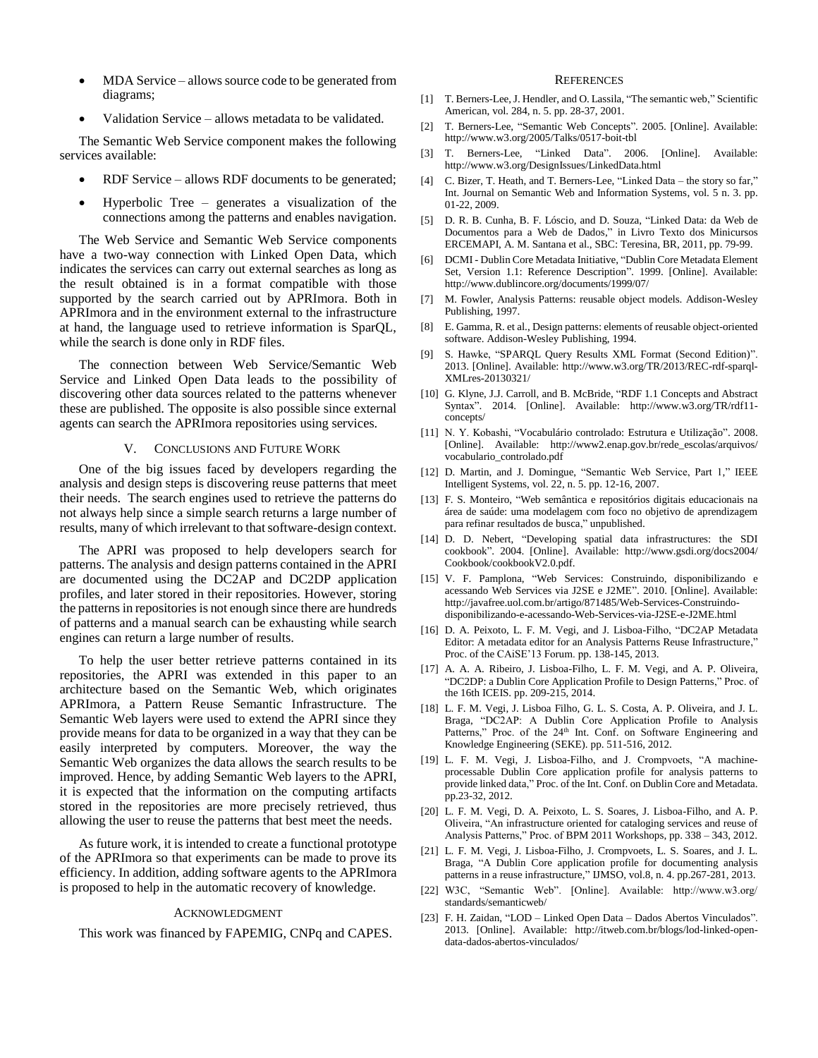- MDA Service – allows source code to be generated from diagrams;
- Validation Service – allows metadata to be validated.

The Semantic Web Service component makes the following services available:

- RDF Service – allows RDF documents to be generated;
- Hyperbolic Tree – generates a visualization of the connections among the patterns and enables navigation.

The Web Service and Semantic Web Service components have a two-way connection with Linked Open Data, which indicates the services can carry out external searches as long as the result obtained is in a format compatible with those supported by the search carried out by APRImora. Both in APRImora and in the environment external to the infrastructure at hand, the language used to retrieve information is SparQL, while the search is done only in RDF files.

The connection between Web Service/Semantic Web Service and Linked Open Data leads to the possibility of discovering other data sources related to the patterns whenever these are published. The opposite is also possible since external agents can search the APRImora repositories using services.

## V. Conclusions and Future Work

One of the big issues faced by developers regarding the analysis and design steps is discovering reuse patterns that meet their needs. The search engines used to retrieve the patterns do not always help since a simple search returns a large number of results, many of which irrelevant to that software-design context.

The APRI was proposed to help developers search for patterns. The analysis and design patterns contained in the APRI are documented using the DC2AP and DC2DP application profiles, and later stored in their repositories. However, storing the patterns in repositories is not enough since there are hundreds of patterns and a manual search can be exhausting while search engines can return a large number of results.

To help the user better retrieve patterns contained in its repositories, the APRI was extended in this paper to an architecture based on the Semantic Web, which originates APRImora, a Pattern Reuse Semantic Infrastructure. The Semantic Web layers were used to extend the APRI since they provide means for data to be organized in a way that they can be easily interpreted by computers. Moreover, the way the Semantic Web organizes the data allows the search results to be improved. Hence, by adding Semantic Web layers to the APRI, it is expected that the information on the computing artifacts stored in the repositories are more precisely retrieved, thus allowing the user to reuse the patterns that best meet the needs.

As future work, it is intended to create a functional prototype of the APRImora so that experiments can be made to prove its efficiency. In addition, adding software agents to the APRImora is proposed to help in the automatic recovery of knowledge.

## Acknowledgment

This work was financed by FAPEMIG, CNPq and CAPES.

## References

[1] T. Berners-Lee, J. Hendler, and O. Lassila, "The semantic web," Scientific American, vol. 284, n. 5. pp. 28-37, 2001.

[2] T. Berners-Lee, "Semantic Web Concepts". 2005. [Online]. Available: http://www.w3.org/2005/Talks/0517-boit-tbl

[3] T. Berners-Lee, "Linked Data". 2006. [Online]. Available: http://www.w3.org/DesignIssues/LinkedData.html

[4] C. Bizer, T. Heath, and T. Berners-Lee, "Linked Data – the story so far," Int. Journal on Semantic Web and Information Systems, vol. 5 n. 3. pp. 01-22, 2009.

[5] D. R. B. Cunha, B. F. Lóscio, and D. Souza, "Linked Data: da Web de Documentos para a Web de Dados," in Livro Texto dos Minicursos ERCEMAPI, A. M. Santana et al., SBC: Teresina, BR, 2011, pp. 79-99.

[6] DCMI - Dublin Core Metadata Initiative, "Dublin Core Metadata Element Set, Version 1.1: Reference Description". 1999. [Online]. Available: http://www.dublincore.org/documents/1999/07/

[7] M. Fowler, Analysis Patterns: reusable object models. Addison-Wesley Publishing, 1997.

[8] E. Gamma, R. et al., Design patterns: elements of reusable object-oriented software. Addison-Wesley Publishing, 1994.

[9] S. Hawke, "SPARQL Query Results XML Format (Second Edition)". 2013. [Online]. Available: http://www.w3.org/TR/2013/REC-rdf-sparql-XMLres-20130321/

[10] G. Klyne, J.J. Carroll, and B. McBride, "RDF 1.1 Concepts and Abstract Syntax". 2014. [Online]. Available: http://www.w3.org/TR/rdf11-concepts/

[11] N. Y. Kobashi, "Vocabulário controlado: Estrutura e Utilização". 2008. [Online]. Available: http://www2.enap.gov.br/rede_escolas/arquivos/vocabulario_controlado.pdf

[12] D. Martin, and J. Domingue, "Semantic Web Service, Part 1," IEEE Intelligent Systems, vol. 22, n. 5. pp. 12-16, 2007.

[13] F. S. Monteiro, "Web semântica e repositórios digitais educacionais na área de saúde: uma modelagem com foco no objetivo de aprendizagem para refinar resultados de busca," unpublished.

[14] D. D. Nebert, "Developing spatial data infrastructures: the SDI cookbook". 2004. [Online]. Available: http://www.gsdi.org/docs2004/Cookbook/cookbookV2.0.pdf.

[15] V. F. Pamplona, "Web Services: Construindo, disponibilizando e acessando Web Services via J2SE e J2ME". 2010. [Online]. Available: http://javafree.uol.com.br/artigo/871485/Web-Services-Construindo-disponibilizando-e-acessando-Web-Services-via-J2SE-e-J2ME.html

[16] D. A. Peixoto, L. F. M. Vegi, and J. Lisboa-Filho, "DC2AP Metadata Editor: A metadata editor for an Analysis Patterns Reuse Infrastructure," Proc. of the CAiSE'13 Forum. pp. 138-145, 2013.

[17] A. A. A. Ribeiro, J. Lisboa-Filho, L. F. M. Vegi, and A. P. Oliveira, "DC2DP: a Dublin Core Application Profile to Design Patterns," Proc. of the 16th ICEIS. pp. 209-215, 2014.

[18] L. F. M. Vegi, J. Lisboa Filho, G. L. S. Costa, A. P. Oliveira, and J. L. Braga, "DC2AP: A Dublin Core Application Profile to Analysis Patterns," Proc. of the 24th Int. Conf. on Software Engineering and Knowledge Engineering (SEKE). pp. 511-516, 2012.

[19] L. F. M. Vegi, J. Lisboa-Filho, and J. Crompvoets, "A machine-processable Dublin Core application profile for analysis patterns to provide linked data," Proc. of the Int. Conf. on Dublin Core and Metadata. pp.23-32, 2012.

[20] L. F. M. Vegi, D. A. Peixoto, L. S. Soares, J. Lisboa-Filho, and A. P. Oliveira, "An infrastructure oriented for cataloging services and reuse of Analysis Patterns," Proc. of BPM 2011 Workshops, pp. 338 – 343, 2012.

[21] L. F. M. Vegi, J. Lisboa-Filho, J. Crompvoets, L. S. Soares, and J. L. Braga, "A Dublin Core application profile for documenting analysis patterns in a reuse infrastructure," IJMSO, vol.8, n. 4. pp.267-281, 2013.

[22] W3C, "Semantic Web". [Online]. Available: http://www.w3.org/standards/semanticweb/

[23] F. H. Zaidan, "LOD – Linked Open Data – Dados Abertos Vinculados". 2013. [Online]. Available: http://itweb.com.br/blogs/lod-linked-open-data-dados-abertos-vinculados/